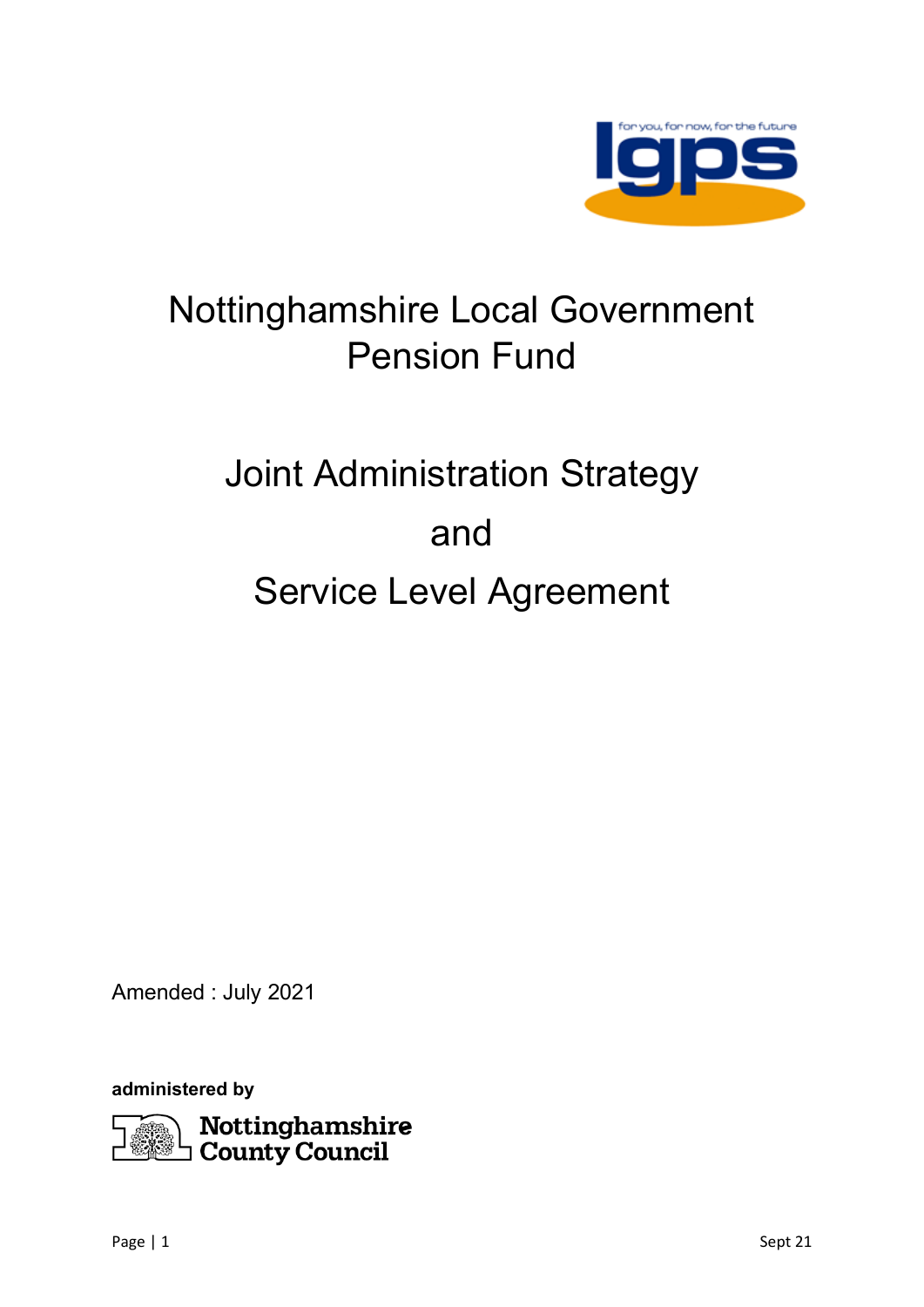# Nottinghamshire Local Government Pension Fund

# Joint Administration Strategy

# and

# Service Level Agreement

Amended : July 2021

**administered by**

Nottinghamshire County Council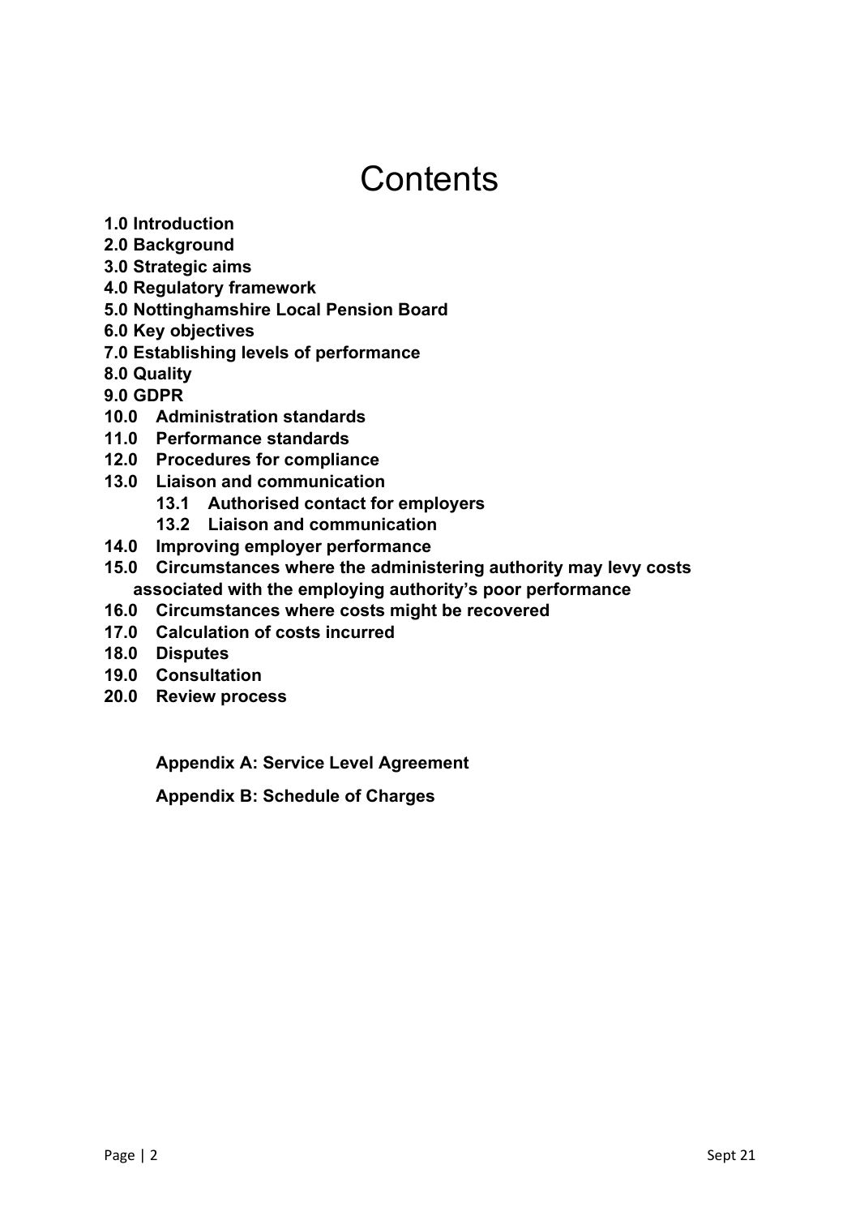# Contents

**1.0 Introduction**
**2.0 Background**
**3.0 Strategic aims**
**4.0 Regulatory framework**
**5.0 Nottinghamshire Local Pension Board**
**6.0 Key objectives**
**7.0 Establishing levels of performance**
**8.0 Quality**
**9.0 GDPR**
**10.0 Administration standards**
**11.0 Performance standards**
**12.0 Procedures for compliance**
**13.0 Liaison and communication**
- **13.1 Authorised contact for employers**
- **13.2 Liaison and communication**

**14.0 Improving employer performance**
**15.0 Circumstances where the administering authority may levy costs associated with the employing authority's poor performance**
**16.0 Circumstances where costs might be recovered**
**17.0 Calculation of costs incurred**
**18.0 Disputes**
**19.0 Consultation**
**20.0 Review process**

**Appendix A: Service Level Agreement**

**Appendix B: Schedule of Charges**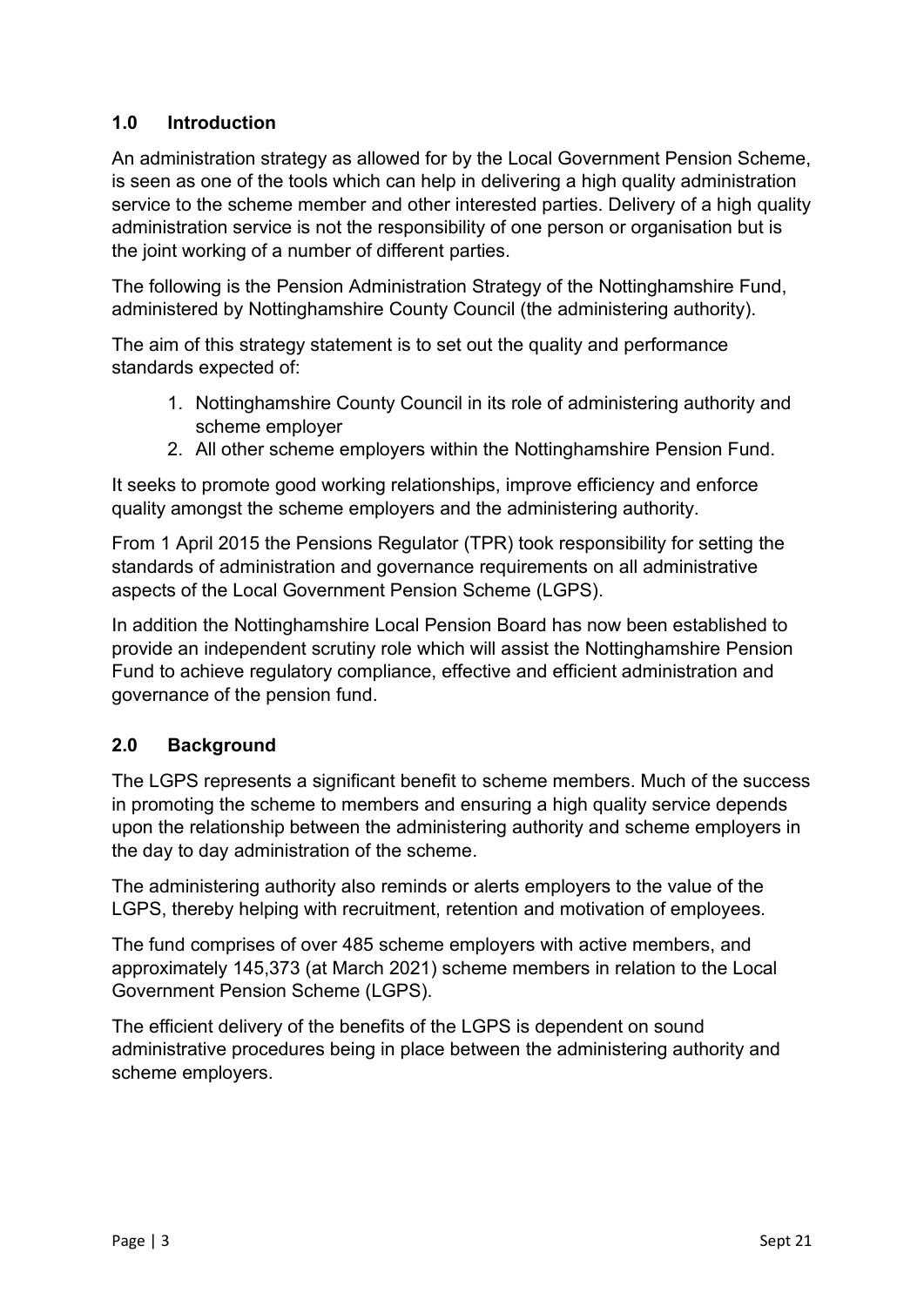## 1.0 Introduction

An administration strategy as allowed for by the Local Government Pension Scheme, is seen as one of the tools which can help in delivering a high quality administration service to the scheme member and other interested parties. Delivery of a high quality administration service is not the responsibility of one person or organisation but is the joint working of a number of different parties.

The following is the Pension Administration Strategy of the Nottinghamshire Fund, administered by Nottinghamshire County Council (the administering authority).

The aim of this strategy statement is to set out the quality and performance standards expected of:

1. Nottinghamshire County Council in its role of administering authority and scheme employer
2. All other scheme employers within the Nottinghamshire Pension Fund.

It seeks to promote good working relationships, improve efficiency and enforce quality amongst the scheme employers and the administering authority.

From 1 April 2015 the Pensions Regulator (TPR) took responsibility for setting the standards of administration and governance requirements on all administrative aspects of the Local Government Pension Scheme (LGPS).

In addition the Nottinghamshire Local Pension Board has now been established to provide an independent scrutiny role which will assist the Nottinghamshire Pension Fund to achieve regulatory compliance, effective and efficient administration and governance of the pension fund.

## 2.0 Background

The LGPS represents a significant benefit to scheme members. Much of the success in promoting the scheme to members and ensuring a high quality service depends upon the relationship between the administering authority and scheme employers in the day to day administration of the scheme.

The administering authority also reminds or alerts employers to the value of the LGPS, thereby helping with recruitment, retention and motivation of employees.

The fund comprises of over 485 scheme employers with active members, and approximately 145,373 (at March 2021) scheme members in relation to the Local Government Pension Scheme (LGPS).

The efficient delivery of the benefits of the LGPS is dependent on sound administrative procedures being in place between the administering authority and scheme employers.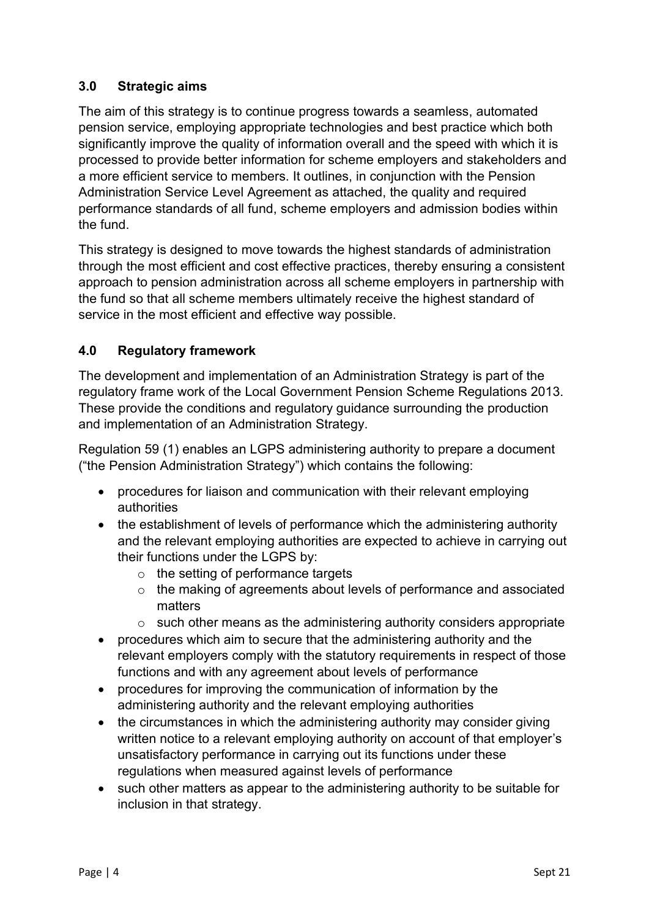## 3.0 Strategic aims

The aim of this strategy is to continue progress towards a seamless, automated pension service, employing appropriate technologies and best practice which both significantly improve the quality of information overall and the speed with which it is processed to provide better information for scheme employers and stakeholders and a more efficient service to members. It outlines, in conjunction with the Pension Administration Service Level Agreement as attached, the quality and required performance standards of all fund, scheme employers and admission bodies within the fund.

This strategy is designed to move towards the highest standards of administration through the most efficient and cost effective practices, thereby ensuring a consistent approach to pension administration across all scheme employers in partnership with the fund so that all scheme members ultimately receive the highest standard of service in the most efficient and effective way possible.

## 4.0 Regulatory framework

The development and implementation of an Administration Strategy is part of the regulatory frame work of the Local Government Pension Scheme Regulations 2013. These provide the conditions and regulatory guidance surrounding the production and implementation of an Administration Strategy.

Regulation 59 (1) enables an LGPS administering authority to prepare a document ("the Pension Administration Strategy") which contains the following:

- procedures for liaison and communication with their relevant employing authorities
- the establishment of levels of performance which the administering authority and the relevant employing authorities are expected to achieve in carrying out their functions under the LGPS by:
  - the setting of performance targets
  - the making of agreements about levels of performance and associated matters
  - such other means as the administering authority considers appropriate
- procedures which aim to secure that the administering authority and the relevant employers comply with the statutory requirements in respect of those functions and with any agreement about levels of performance
- procedures for improving the communication of information by the administering authority and the relevant employing authorities
- the circumstances in which the administering authority may consider giving written notice to a relevant employing authority on account of that employer's unsatisfactory performance in carrying out its functions under these regulations when measured against levels of performance
- such other matters as appear to the administering authority to be suitable for inclusion in that strategy.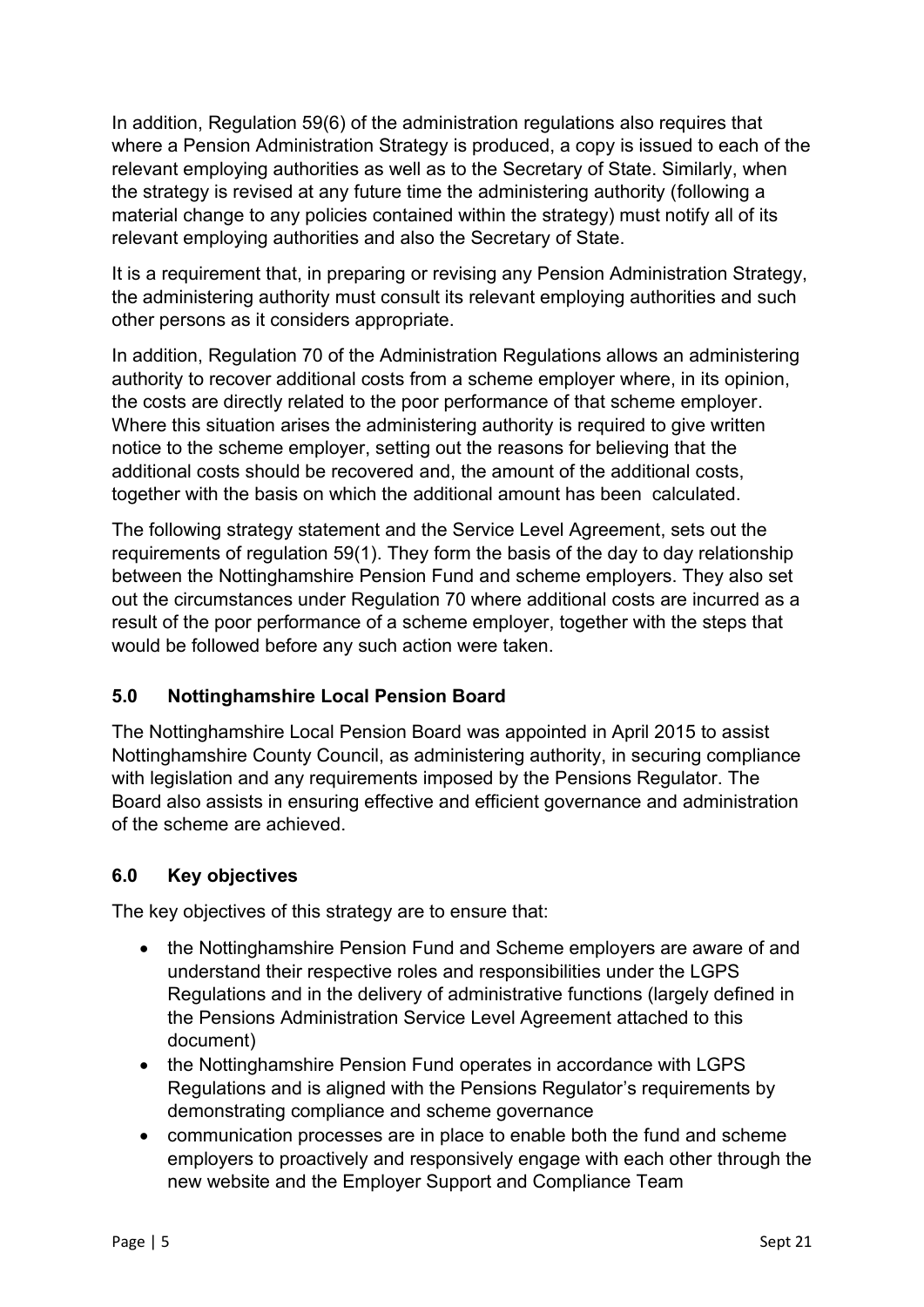In addition, Regulation 59(6) of the administration regulations also requires that where a Pension Administration Strategy is produced, a copy is issued to each of the relevant employing authorities as well as to the Secretary of State. Similarly, when the strategy is revised at any future time the administering authority (following a material change to any policies contained within the strategy) must notify all of its relevant employing authorities and also the Secretary of State.

It is a requirement that, in preparing or revising any Pension Administration Strategy, the administering authority must consult its relevant employing authorities and such other persons as it considers appropriate.

In addition, Regulation 70 of the Administration Regulations allows an administering authority to recover additional costs from a scheme employer where, in its opinion, the costs are directly related to the poor performance of that scheme employer. Where this situation arises the administering authority is required to give written notice to the scheme employer, setting out the reasons for believing that the additional costs should be recovered and, the amount of the additional costs, together with the basis on which the additional amount has been calculated.

The following strategy statement and the Service Level Agreement, sets out the requirements of regulation 59(1). They form the basis of the day to day relationship between the Nottinghamshire Pension Fund and scheme employers. They also set out the circumstances under Regulation 70 where additional costs are incurred as a result of the poor performance of a scheme employer, together with the steps that would be followed before any such action were taken.

## 5.0 Nottinghamshire Local Pension Board

The Nottinghamshire Local Pension Board was appointed in April 2015 to assist Nottinghamshire County Council, as administering authority, in securing compliance with legislation and any requirements imposed by the Pensions Regulator. The Board also assists in ensuring effective and efficient governance and administration of the scheme are achieved.

## 6.0 Key objectives

The key objectives of this strategy are to ensure that:

- the Nottinghamshire Pension Fund and Scheme employers are aware of and understand their respective roles and responsibilities under the LGPS Regulations and in the delivery of administrative functions (largely defined in the Pensions Administration Service Level Agreement attached to this document)
- the Nottinghamshire Pension Fund operates in accordance with LGPS Regulations and is aligned with the Pensions Regulator's requirements by demonstrating compliance and scheme governance
- communication processes are in place to enable both the fund and scheme employers to proactively and responsively engage with each other through the new website and the Employer Support and Compliance Team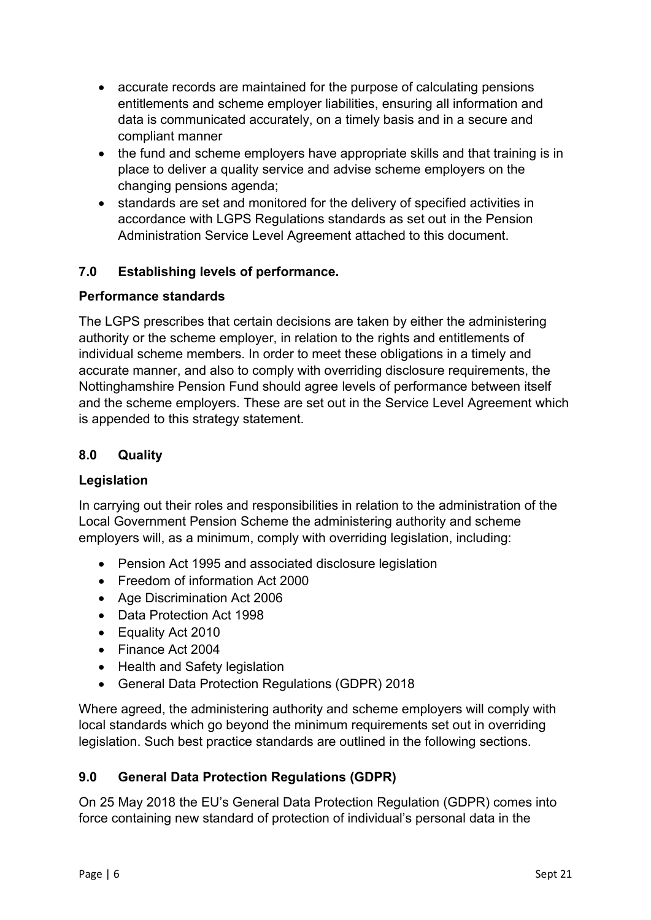- accurate records are maintained for the purpose of calculating pensions entitlements and scheme employer liabilities, ensuring all information and data is communicated accurately, on a timely basis and in a secure and compliant manner
- the fund and scheme employers have appropriate skills and that training is in place to deliver a quality service and advise scheme employers on the changing pensions agenda;
- standards are set and monitored for the delivery of specified activities in accordance with LGPS Regulations standards as set out in the Pension Administration Service Level Agreement attached to this document.

## 7.0 Establishing levels of performance.

**Performance standards**

The LGPS prescribes that certain decisions are taken by either the administering authority or the scheme employer, in relation to the rights and entitlements of individual scheme members. In order to meet these obligations in a timely and accurate manner, and also to comply with overriding disclosure requirements, the Nottinghamshire Pension Fund should agree levels of performance between itself and the scheme employers. These are set out in the Service Level Agreement which is appended to this strategy statement.

## 8.0 Quality

**Legislation**

In carrying out their roles and responsibilities in relation to the administration of the Local Government Pension Scheme the administering authority and scheme employers will, as a minimum, comply with overriding legislation, including:

- Pension Act 1995 and associated disclosure legislation
- Freedom of information Act 2000
- Age Discrimination Act 2006
- Data Protection Act 1998
- Equality Act 2010
- Finance Act 2004
- Health and Safety legislation
- General Data Protection Regulations (GDPR) 2018

Where agreed, the administering authority and scheme employers will comply with local standards which go beyond the minimum requirements set out in overriding legislation. Such best practice standards are outlined in the following sections.

## 9.0 General Data Protection Regulations (GDPR)

On 25 May 2018 the EU's General Data Protection Regulation (GDPR) comes into force containing new standard of protection of individual's personal data in the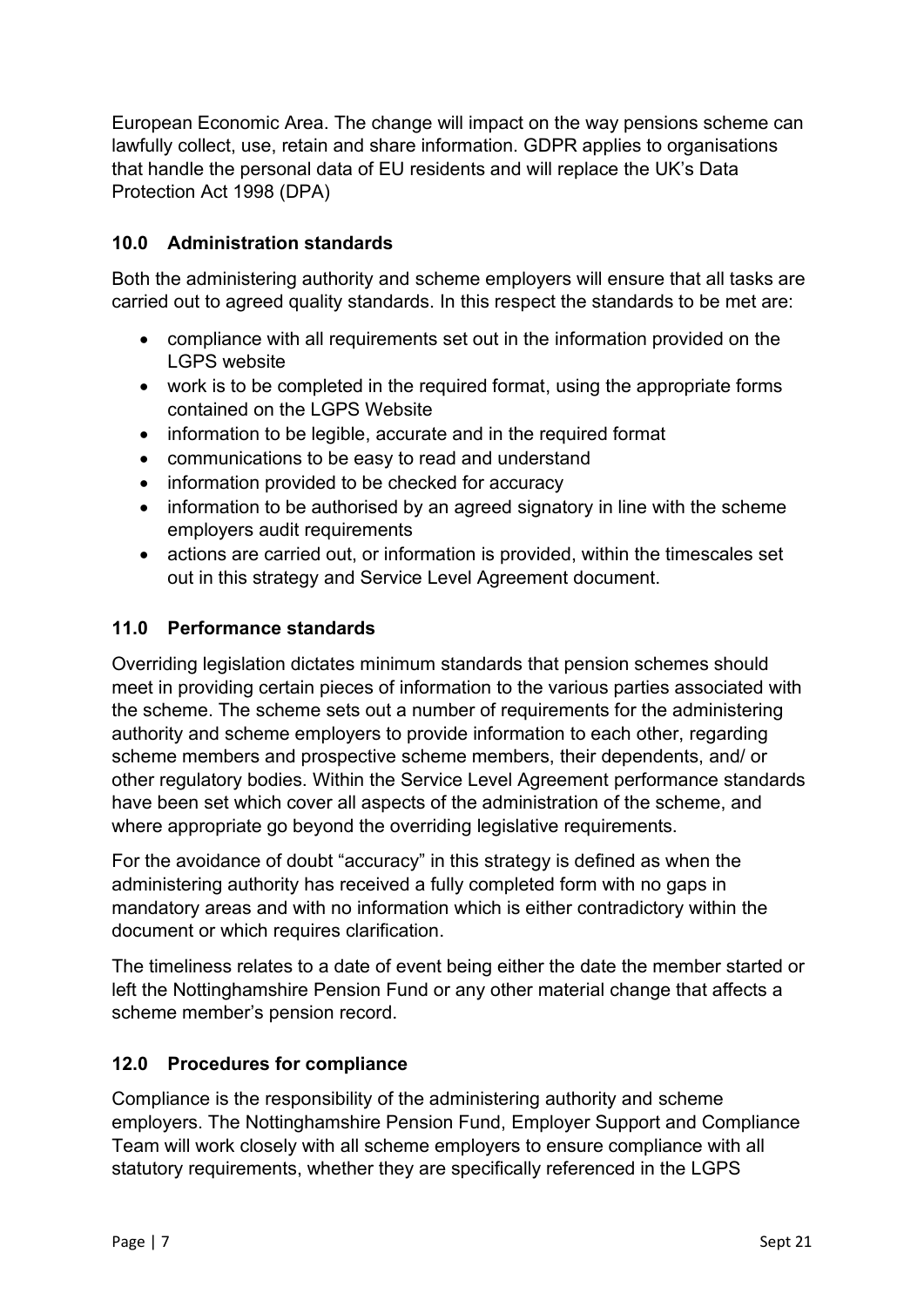European Economic Area. The change will impact on the way pensions scheme can lawfully collect, use, retain and share information. GDPR applies to organisations that handle the personal data of EU residents and will replace the UK's Data Protection Act 1998 (DPA)

## 10.0 Administration standards

Both the administering authority and scheme employers will ensure that all tasks are carried out to agreed quality standards. In this respect the standards to be met are:

- compliance with all requirements set out in the information provided on the LGPS website
- work is to be completed in the required format, using the appropriate forms contained on the LGPS Website
- information to be legible, accurate and in the required format
- communications to be easy to read and understand
- information provided to be checked for accuracy
- information to be authorised by an agreed signatory in line with the scheme employers audit requirements
- actions are carried out, or information is provided, within the timescales set out in this strategy and Service Level Agreement document.

## 11.0 Performance standards

Overriding legislation dictates minimum standards that pension schemes should meet in providing certain pieces of information to the various parties associated with the scheme. The scheme sets out a number of requirements for the administering authority and scheme employers to provide information to each other, regarding scheme members and prospective scheme members, their dependents, and/ or other regulatory bodies. Within the Service Level Agreement performance standards have been set which cover all aspects of the administration of the scheme, and where appropriate go beyond the overriding legislative requirements.

For the avoidance of doubt "accuracy" in this strategy is defined as when the administering authority has received a fully completed form with no gaps in mandatory areas and with no information which is either contradictory within the document or which requires clarification.

The timeliness relates to a date of event being either the date the member started or left the Nottinghamshire Pension Fund or any other material change that affects a scheme member's pension record.

## 12.0 Procedures for compliance

Compliance is the responsibility of the administering authority and scheme employers. The Nottinghamshire Pension Fund, Employer Support and Compliance Team will work closely with all scheme employers to ensure compliance with all statutory requirements, whether they are specifically referenced in the LGPS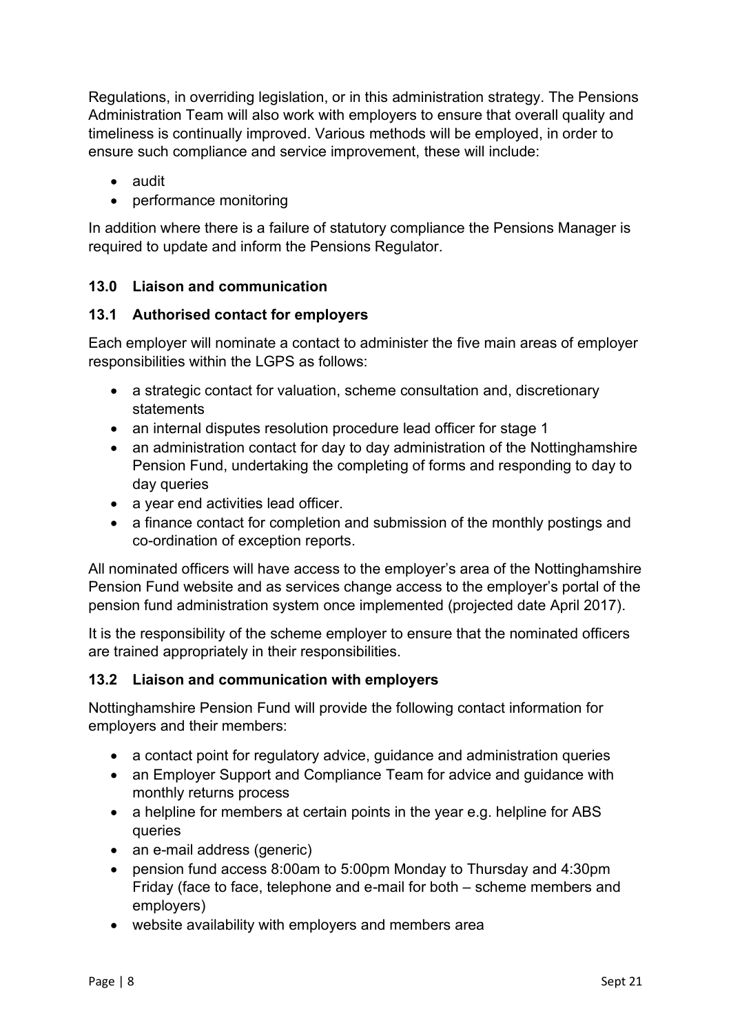Regulations, in overriding legislation, or in this administration strategy. The Pensions Administration Team will also work with employers to ensure that overall quality and timeliness is continually improved. Various methods will be employed, in order to ensure such compliance and service improvement, these will include:

- audit
- performance monitoring

In addition where there is a failure of statutory compliance the Pensions Manager is required to update and inform the Pensions Regulator.

## 13.0 Liaison and communication

### 13.1 Authorised contact for employers

Each employer will nominate a contact to administer the five main areas of employer responsibilities within the LGPS as follows:

- a strategic contact for valuation, scheme consultation and, discretionary statements
- an internal disputes resolution procedure lead officer for stage 1
- an administration contact for day to day administration of the Nottinghamshire Pension Fund, undertaking the completing of forms and responding to day to day queries
- a year end activities lead officer.
- a finance contact for completion and submission of the monthly postings and co-ordination of exception reports.

All nominated officers will have access to the employer's area of the Nottinghamshire Pension Fund website and as services change access to the employer's portal of the pension fund administration system once implemented (projected date April 2017).

It is the responsibility of the scheme employer to ensure that the nominated officers are trained appropriately in their responsibilities.

### 13.2 Liaison and communication with employers

Nottinghamshire Pension Fund will provide the following contact information for employers and their members:

- a contact point for regulatory advice, guidance and administration queries
- an Employer Support and Compliance Team for advice and guidance with monthly returns process
- a helpline for members at certain points in the year e.g. helpline for ABS queries
- an e-mail address (generic)
- pension fund access 8:00am to 5:00pm Monday to Thursday and 4:30pm Friday (face to face, telephone and e-mail for both – scheme members and employers)
- website availability with employers and members area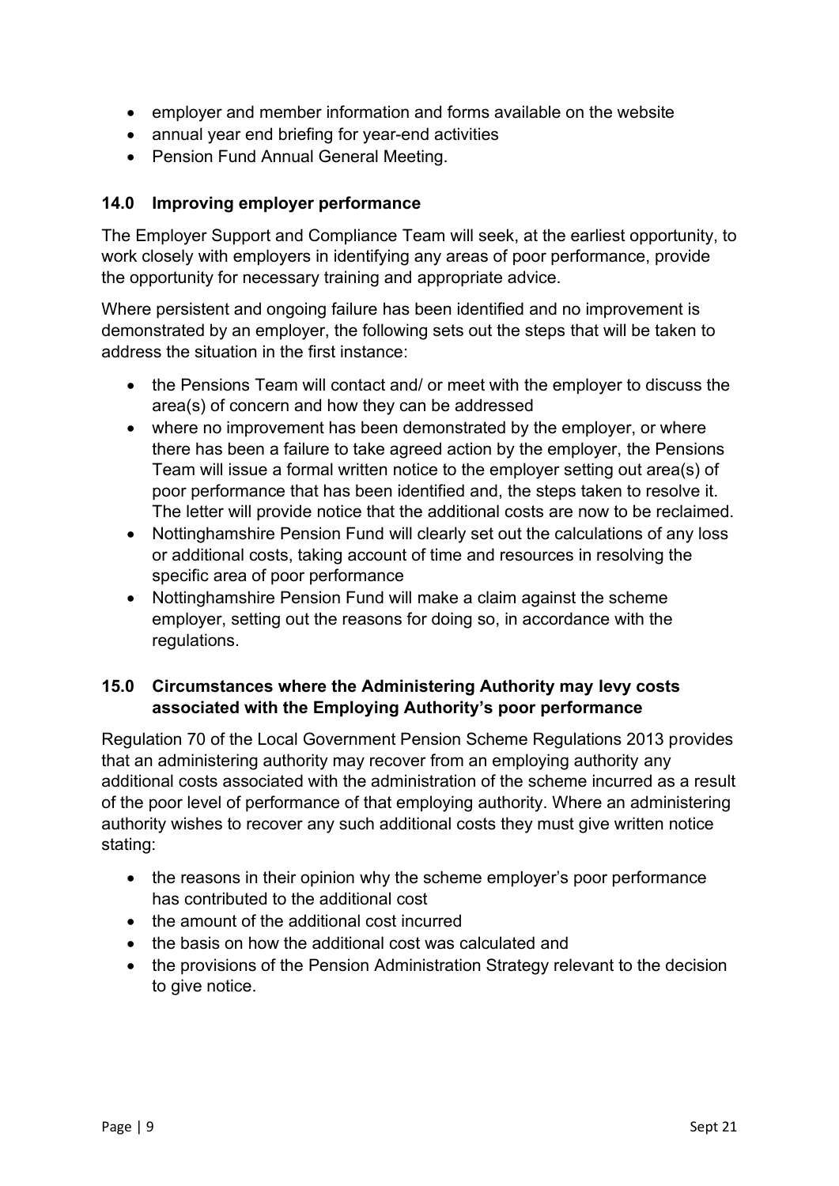- employer and member information and forms available on the website
- annual year end briefing for year-end activities
- Pension Fund Annual General Meeting.

## 14.0 Improving employer performance

The Employer Support and Compliance Team will seek, at the earliest opportunity, to work closely with employers in identifying any areas of poor performance, provide the opportunity for necessary training and appropriate advice.

Where persistent and ongoing failure has been identified and no improvement is demonstrated by an employer, the following sets out the steps that will be taken to address the situation in the first instance:

- the Pensions Team will contact and/ or meet with the employer to discuss the area(s) of concern and how they can be addressed
- where no improvement has been demonstrated by the employer, or where there has been a failure to take agreed action by the employer, the Pensions Team will issue a formal written notice to the employer setting out area(s) of poor performance that has been identified and, the steps taken to resolve it. The letter will provide notice that the additional costs are now to be reclaimed.
- Nottinghamshire Pension Fund will clearly set out the calculations of any loss or additional costs, taking account of time and resources in resolving the specific area of poor performance
- Nottinghamshire Pension Fund will make a claim against the scheme employer, setting out the reasons for doing so, in accordance with the regulations.

## 15.0 Circumstances where the Administering Authority may levy costs associated with the Employing Authority's poor performance

Regulation 70 of the Local Government Pension Scheme Regulations 2013 provides that an administering authority may recover from an employing authority any additional costs associated with the administration of the scheme incurred as a result of the poor level of performance of that employing authority. Where an administering authority wishes to recover any such additional costs they must give written notice stating:

- the reasons in their opinion why the scheme employer's poor performance has contributed to the additional cost
- the amount of the additional cost incurred
- the basis on how the additional cost was calculated and
- the provisions of the Pension Administration Strategy relevant to the decision to give notice.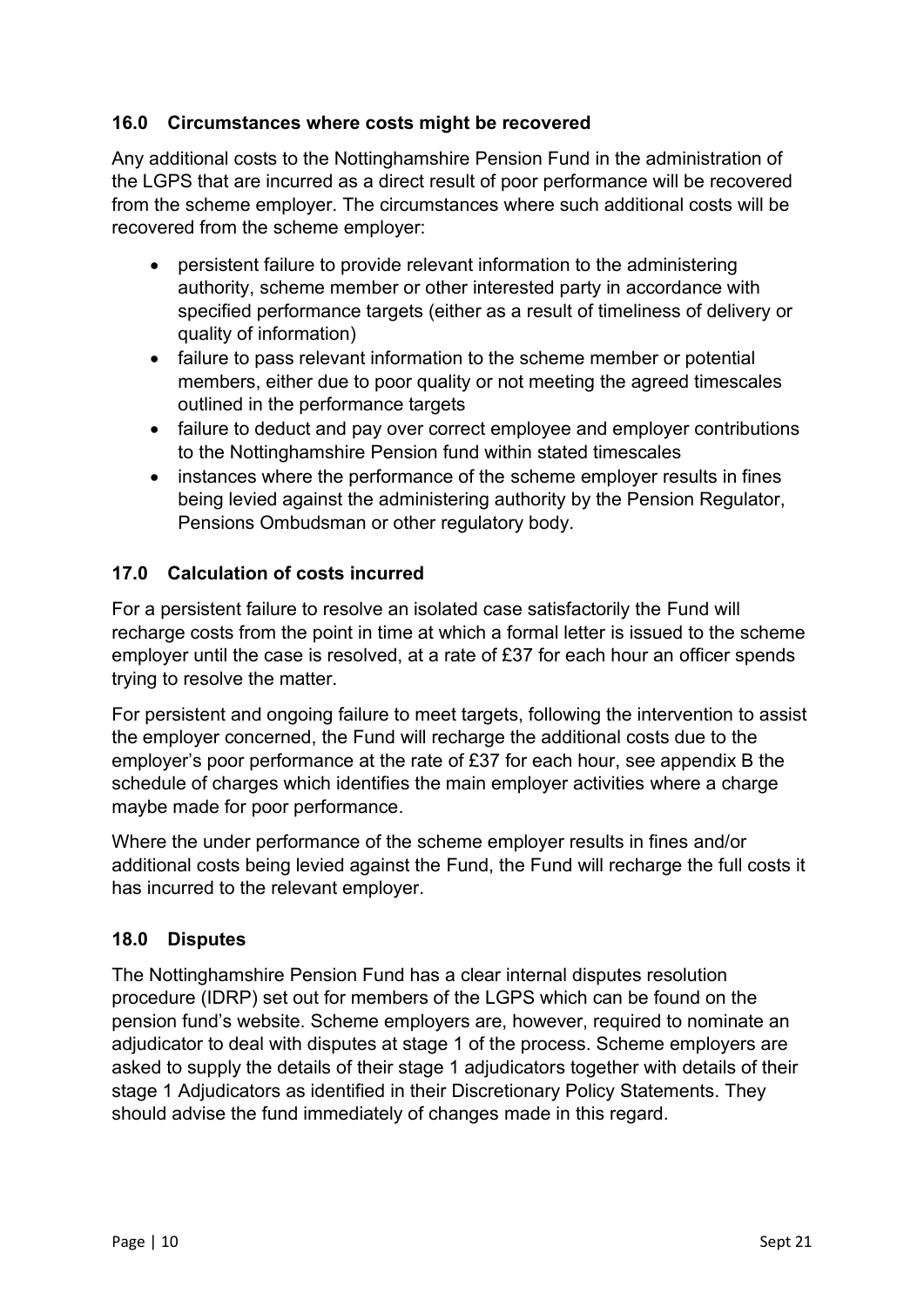## 16.0 Circumstances where costs might be recovered

Any additional costs to the Nottinghamshire Pension Fund in the administration of the LGPS that are incurred as a direct result of poor performance will be recovered from the scheme employer. The circumstances where such additional costs will be recovered from the scheme employer:

- persistent failure to provide relevant information to the administering authority, scheme member or other interested party in accordance with specified performance targets (either as a result of timeliness of delivery or quality of information)
- failure to pass relevant information to the scheme member or potential members, either due to poor quality or not meeting the agreed timescales outlined in the performance targets
- failure to deduct and pay over correct employee and employer contributions to the Nottinghamshire Pension fund within stated timescales
- instances where the performance of the scheme employer results in fines being levied against the administering authority by the Pension Regulator, Pensions Ombudsman or other regulatory body.

## 17.0 Calculation of costs incurred

For a persistent failure to resolve an isolated case satisfactorily the Fund will recharge costs from the point in time at which a formal letter is issued to the scheme employer until the case is resolved, at a rate of £37 for each hour an officer spends trying to resolve the matter.

For persistent and ongoing failure to meet targets, following the intervention to assist the employer concerned, the Fund will recharge the additional costs due to the employer's poor performance at the rate of £37 for each hour, see appendix B the schedule of charges which identifies the main employer activities where a charge maybe made for poor performance.

Where the under performance of the scheme employer results in fines and/or additional costs being levied against the Fund, the Fund will recharge the full costs it has incurred to the relevant employer.

## 18.0 Disputes

The Nottinghamshire Pension Fund has a clear internal disputes resolution procedure (IDRP) set out for members of the LGPS which can be found on the pension fund's website. Scheme employers are, however, required to nominate an adjudicator to deal with disputes at stage 1 of the process. Scheme employers are asked to supply the details of their stage 1 adjudicators together with details of their stage 1 Adjudicators as identified in their Discretionary Policy Statements. They should advise the fund immediately of changes made in this regard.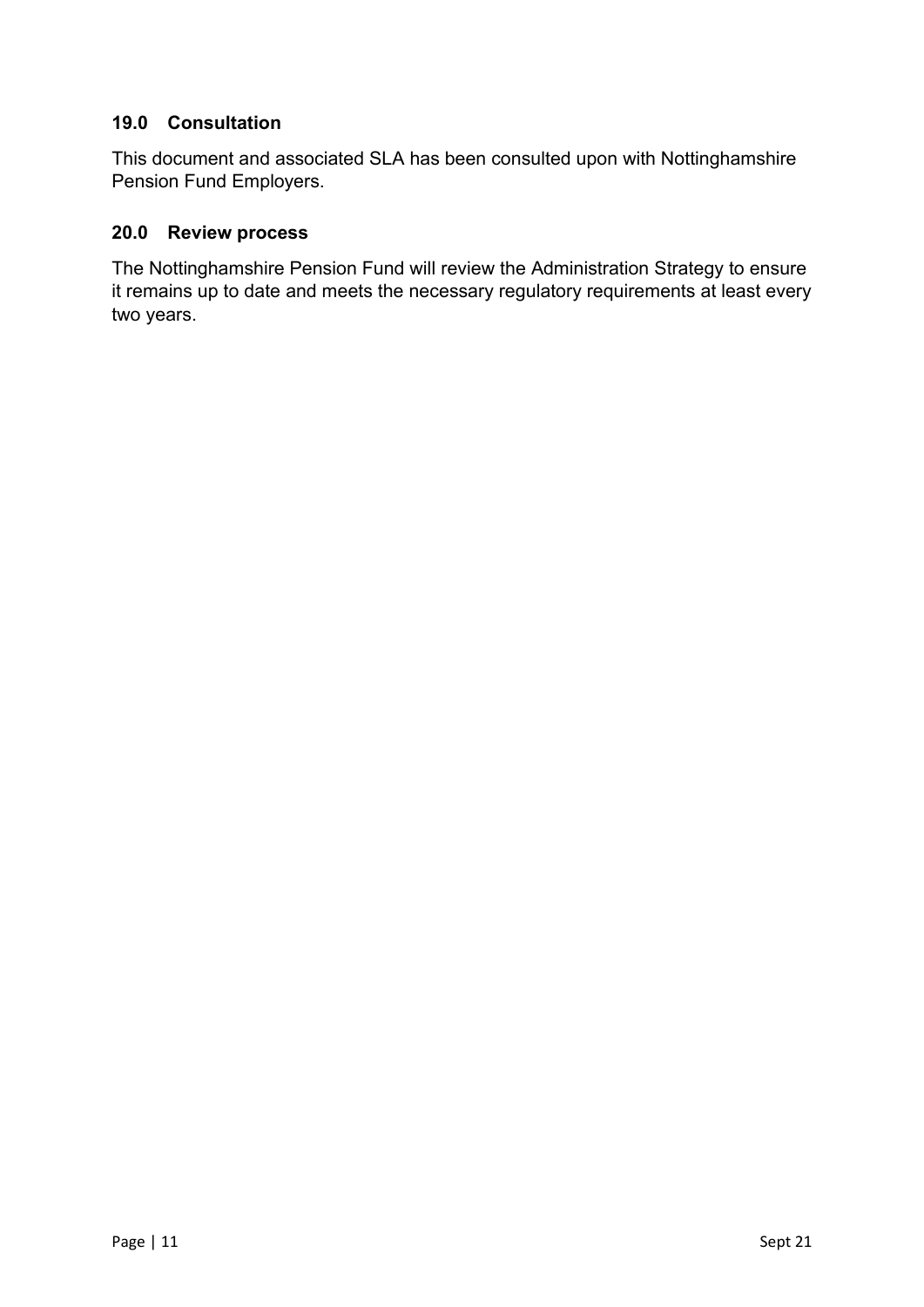## 19.0 Consultation

This document and associated SLA has been consulted upon with Nottinghamshire Pension Fund Employers.

## 20.0 Review process

The Nottinghamshire Pension Fund will review the Administration Strategy to ensure it remains up to date and meets the necessary regulatory requirements at least every two years.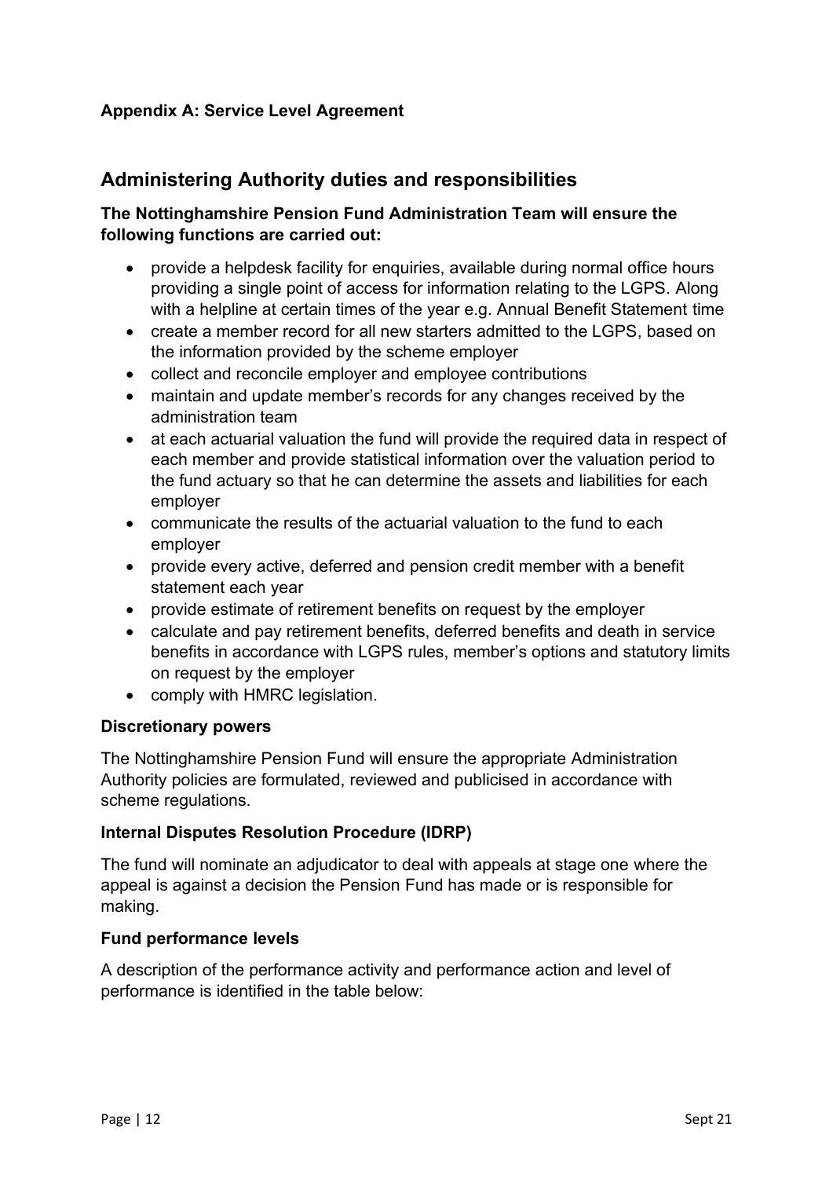**Appendix A: Service Level Agreement**

## Administering Authority duties and responsibilities

**The Nottinghamshire Pension Fund Administration Team will ensure the following functions are carried out:**

- provide a helpdesk facility for enquiries, available during normal office hours providing a single point of access for information relating to the LGPS. Along with a helpline at certain times of the year e.g. Annual Benefit Statement time
- create a member record for all new starters admitted to the LGPS, based on the information provided by the scheme employer
- collect and reconcile employer and employee contributions
- maintain and update member's records for any changes received by the administration team
- at each actuarial valuation the fund will provide the required data in respect of each member and provide statistical information over the valuation period to the fund actuary so that he can determine the assets and liabilities for each employer
- communicate the results of the actuarial valuation to the fund to each employer
- provide every active, deferred and pension credit member with a benefit statement each year
- provide estimate of retirement benefits on request by the employer
- calculate and pay retirement benefits, deferred benefits and death in service benefits in accordance with LGPS rules, member's options and statutory limits on request by the employer
- comply with HMRC legislation.

**Discretionary powers**

The Nottinghamshire Pension Fund will ensure the appropriate Administration Authority policies are formulated, reviewed and publicised in accordance with scheme regulations.

**Internal Disputes Resolution Procedure (IDRP)**

The fund will nominate an adjudicator to deal with appeals at stage one where the appeal is against a decision the Pension Fund has made or is responsible for making.

**Fund performance levels**

A description of the performance activity and performance action and level of performance is identified in the table below: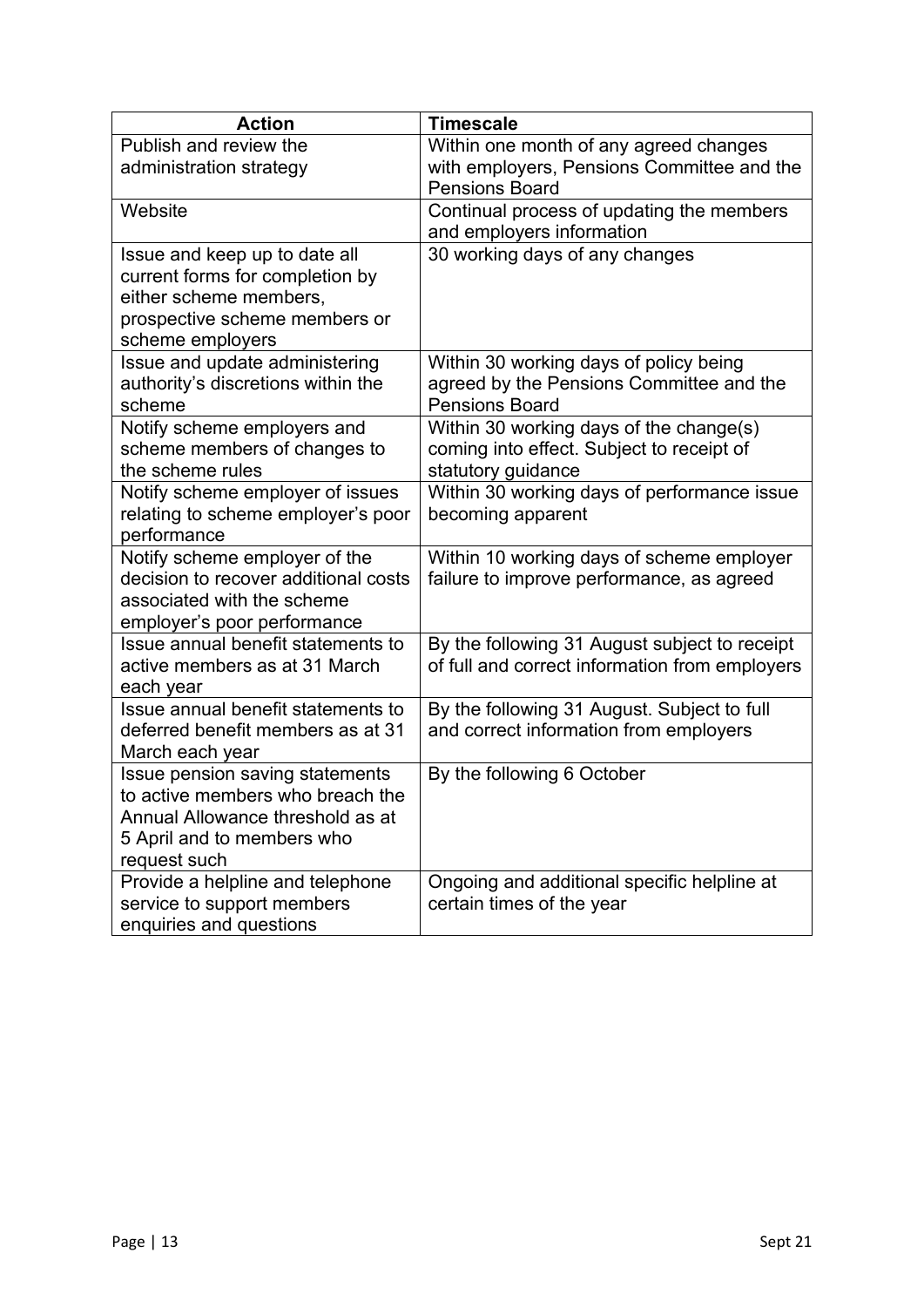| Action | Timescale |
| --- | --- |
| Publish and review the administration strategy | Within one month of any agreed changes with employers, Pensions Committee and the Pensions Board |
| Website | Continual process of updating the members and employers information |
| Issue and keep up to date all current forms for completion by either scheme members, prospective scheme members or scheme employers | 30 working days of any changes |
| Issue and update administering authority's discretions within the scheme | Within 30 working days of policy being agreed by the Pensions Committee and the Pensions Board |
| Notify scheme employers and scheme members of changes to the scheme rules | Within 30 working days of the change(s) coming into effect. Subject to receipt of statutory guidance |
| Notify scheme employer of issues relating to scheme employer's poor performance | Within 30 working days of performance issue becoming apparent |
| Notify scheme employer of the decision to recover additional costs associated with the scheme employer's poor performance | Within 10 working days of scheme employer failure to improve performance, as agreed |
| Issue annual benefit statements to active members as at 31 March each year | By the following 31 August subject to receipt of full and correct information from employers |
| Issue annual benefit statements to deferred benefit members as at 31 March each year | By the following 31 August. Subject to full and correct information from employers |
| Issue pension saving statements to active members who breach the Annual Allowance threshold as at 5 April and to members who request such | By the following 6 October |
| Provide a helpline and telephone service to support members enquiries and questions | Ongoing and additional specific helpline at certain times of the year |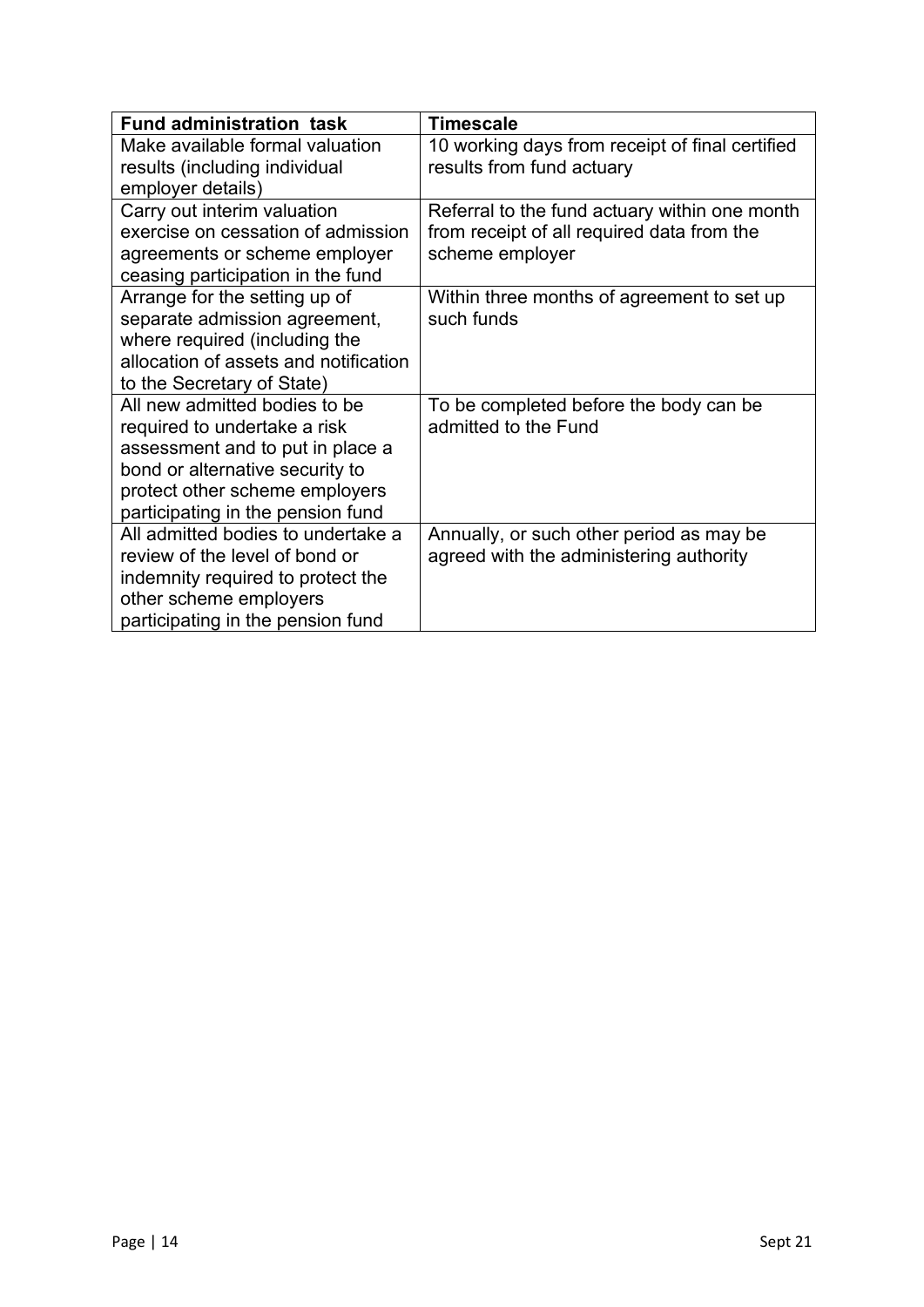| Fund administration task | Timescale |
| --- | --- |
| Make available formal valuation results (including individual employer details) | 10 working days from receipt of final certified results from fund actuary |
| Carry out interim valuation exercise on cessation of admission agreements or scheme employer ceasing participation in the fund | Referral to the fund actuary within one month from receipt of all required data from the scheme employer |
| Arrange for the setting up of separate admission agreement, where required (including the allocation of assets and notification to the Secretary of State) | Within three months of agreement to set up such funds |
| All new admitted bodies to be required to undertake a risk assessment and to put in place a bond or alternative security to protect other scheme employers participating in the pension fund | To be completed before the body can be admitted to the Fund |
| All admitted bodies to undertake a review of the level of bond or indemnity required to protect the other scheme employers participating in the pension fund | Annually, or such other period as may be agreed with the administering authority |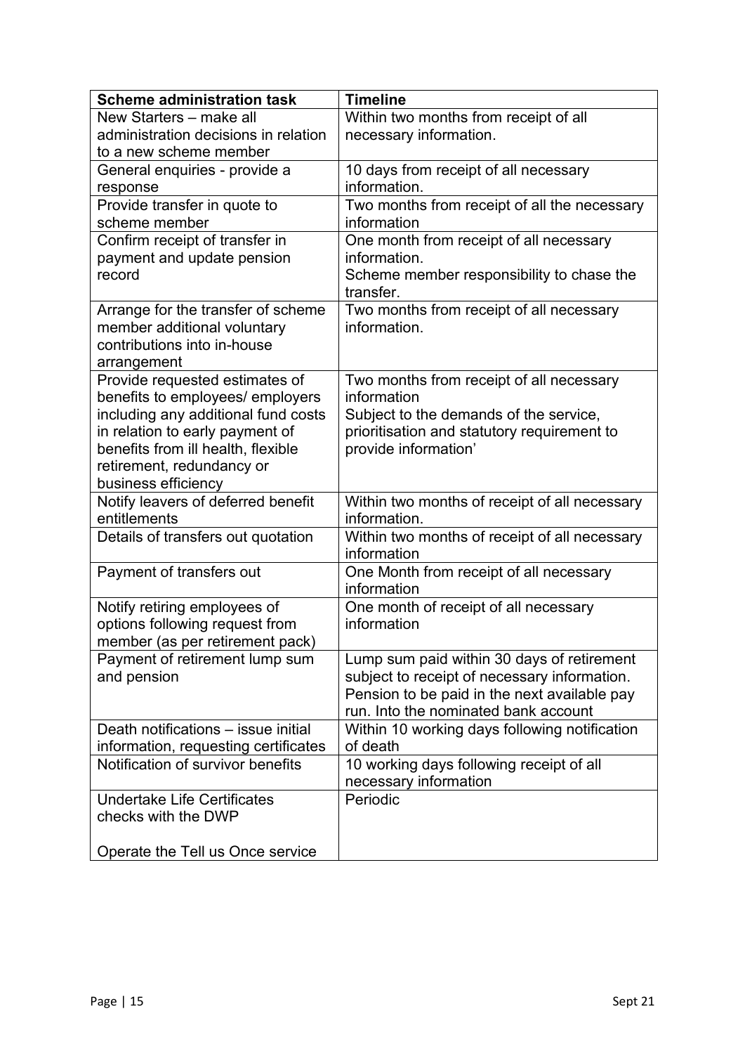| Scheme administration task | Timeline |
| --- | --- |
| New Starters – make all administration decisions in relation to a new scheme member | Within two months from receipt of all necessary information. |
| General enquiries - provide a response | 10 days from receipt of all necessary information. |
| Provide transfer in quote to scheme member | Two months from receipt of all the necessary information |
| Confirm receipt of transfer in payment and update pension record | One month from receipt of all necessary information.<br>Scheme member responsibility to chase the transfer. |
| Arrange for the transfer of scheme member additional voluntary contributions into in-house arrangement | Two months from receipt of all necessary information. |
| Provide requested estimates of benefits to employees/ employers including any additional fund costs in relation to early payment of benefits from ill health, flexible retirement, redundancy or business efficiency | Two months from receipt of all necessary information<br>Subject to the demands of the service, prioritisation and statutory requirement to provide information' |
| Notify leavers of deferred benefit entitlements | Within two months of receipt of all necessary information. |
| Details of transfers out quotation | Within two months of receipt of all necessary information |
| Payment of transfers out | One Month from receipt of all necessary information |
| Notify retiring employees of options following request from member (as per retirement pack) | One month of receipt of all necessary information |
| Payment of retirement lump sum and pension | Lump sum paid within 30 days of retirement subject to receipt of necessary information. Pension to be paid in the next available pay run. Into the nominated bank account |
| Death notifications – issue initial information, requesting certificates | Within 10 working days following notification of death |
| Notification of survivor benefits | 10 working days following receipt of all necessary information |
| Undertake Life Certificates checks with the DWP<br><br>Operate the Tell us Once service | Periodic |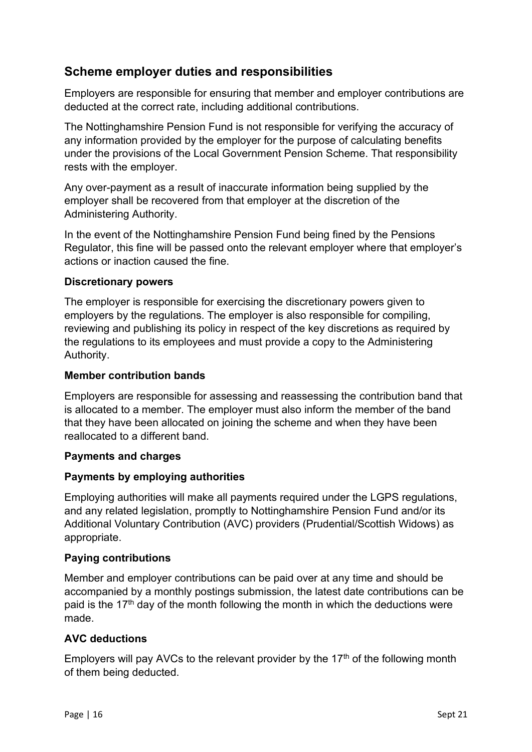## Scheme employer duties and responsibilities

Employers are responsible for ensuring that member and employer contributions are deducted at the correct rate, including additional contributions.

The Nottinghamshire Pension Fund is not responsible for verifying the accuracy of any information provided by the employer for the purpose of calculating benefits under the provisions of the Local Government Pension Scheme. That responsibility rests with the employer.

Any over-payment as a result of inaccurate information being supplied by the employer shall be recovered from that employer at the discretion of the Administering Authority.

In the event of the Nottinghamshire Pension Fund being fined by the Pensions Regulator, this fine will be passed onto the relevant employer where that employer's actions or inaction caused the fine.

**Discretionary powers**

The employer is responsible for exercising the discretionary powers given to employers by the regulations. The employer is also responsible for compiling, reviewing and publishing its policy in respect of the key discretions as required by the regulations to its employees and must provide a copy to the Administering Authority.

**Member contribution bands**

Employers are responsible for assessing and reassessing the contribution band that is allocated to a member. The employer must also inform the member of the band that they have been allocated on joining the scheme and when they have been reallocated to a different band.

**Payments and charges**

**Payments by employing authorities**

Employing authorities will make all payments required under the LGPS regulations, and any related legislation, promptly to Nottinghamshire Pension Fund and/or its Additional Voluntary Contribution (AVC) providers (Prudential/Scottish Widows) as appropriate.

**Paying contributions**

Member and employer contributions can be paid over at any time and should be accompanied by a monthly postings submission, the latest date contributions can be paid is the 17th day of the month following the month in which the deductions were made.

**AVC deductions**

Employers will pay AVCs to the relevant provider by the 17th of the following month of them being deducted.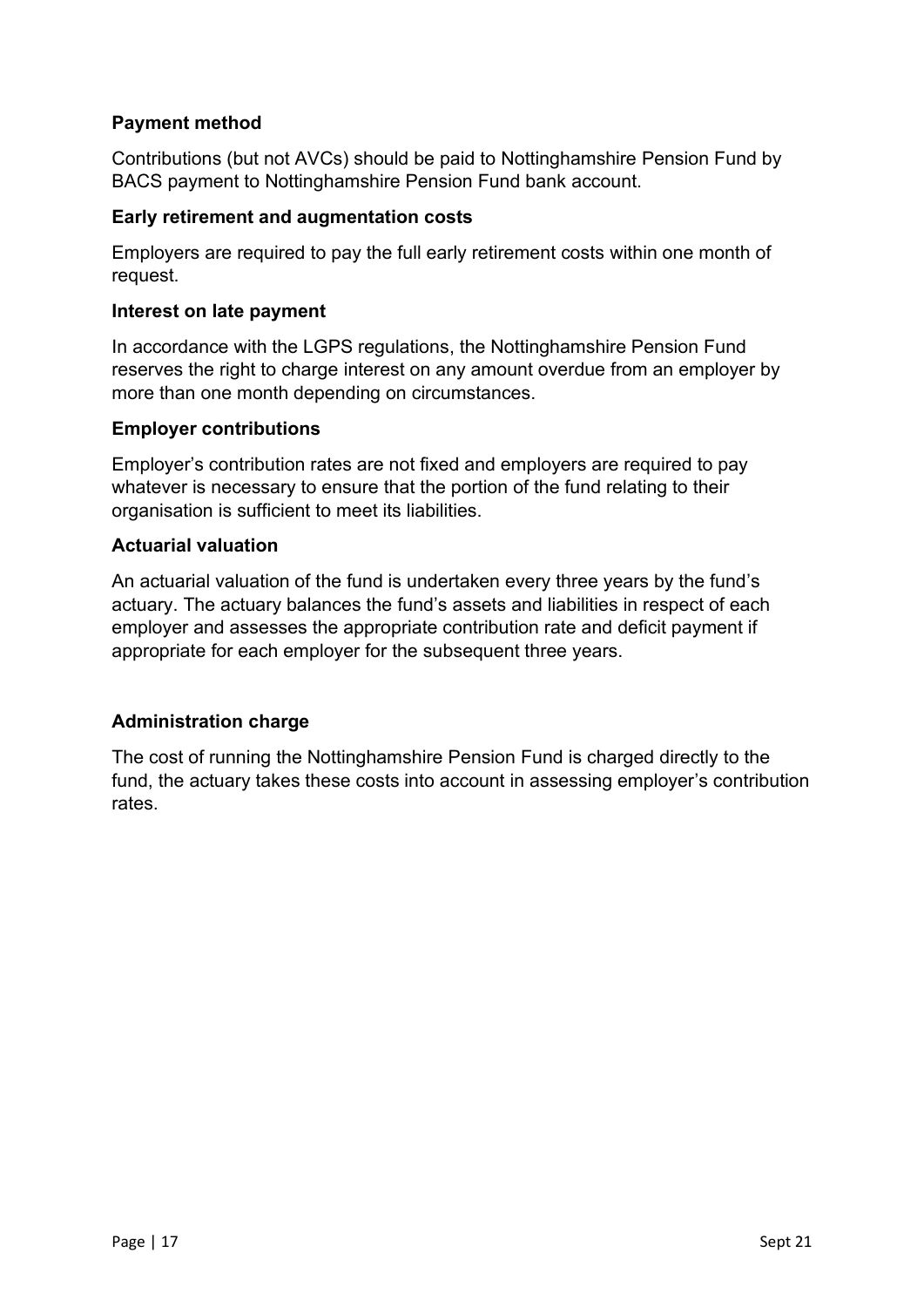**Payment method**

Contributions (but not AVCs) should be paid to Nottinghamshire Pension Fund by BACS payment to Nottinghamshire Pension Fund bank account.

**Early retirement and augmentation costs**

Employers are required to pay the full early retirement costs within one month of request.

**Interest on late payment**

In accordance with the LGPS regulations, the Nottinghamshire Pension Fund reserves the right to charge interest on any amount overdue from an employer by more than one month depending on circumstances.

**Employer contributions**

Employer's contribution rates are not fixed and employers are required to pay whatever is necessary to ensure that the portion of the fund relating to their organisation is sufficient to meet its liabilities.

**Actuarial valuation**

An actuarial valuation of the fund is undertaken every three years by the fund's actuary. The actuary balances the fund's assets and liabilities in respect of each employer and assesses the appropriate contribution rate and deficit payment if appropriate for each employer for the subsequent three years.

**Administration charge**

The cost of running the Nottinghamshire Pension Fund is charged directly to the fund, the actuary takes these costs into account in assessing employer's contribution rates.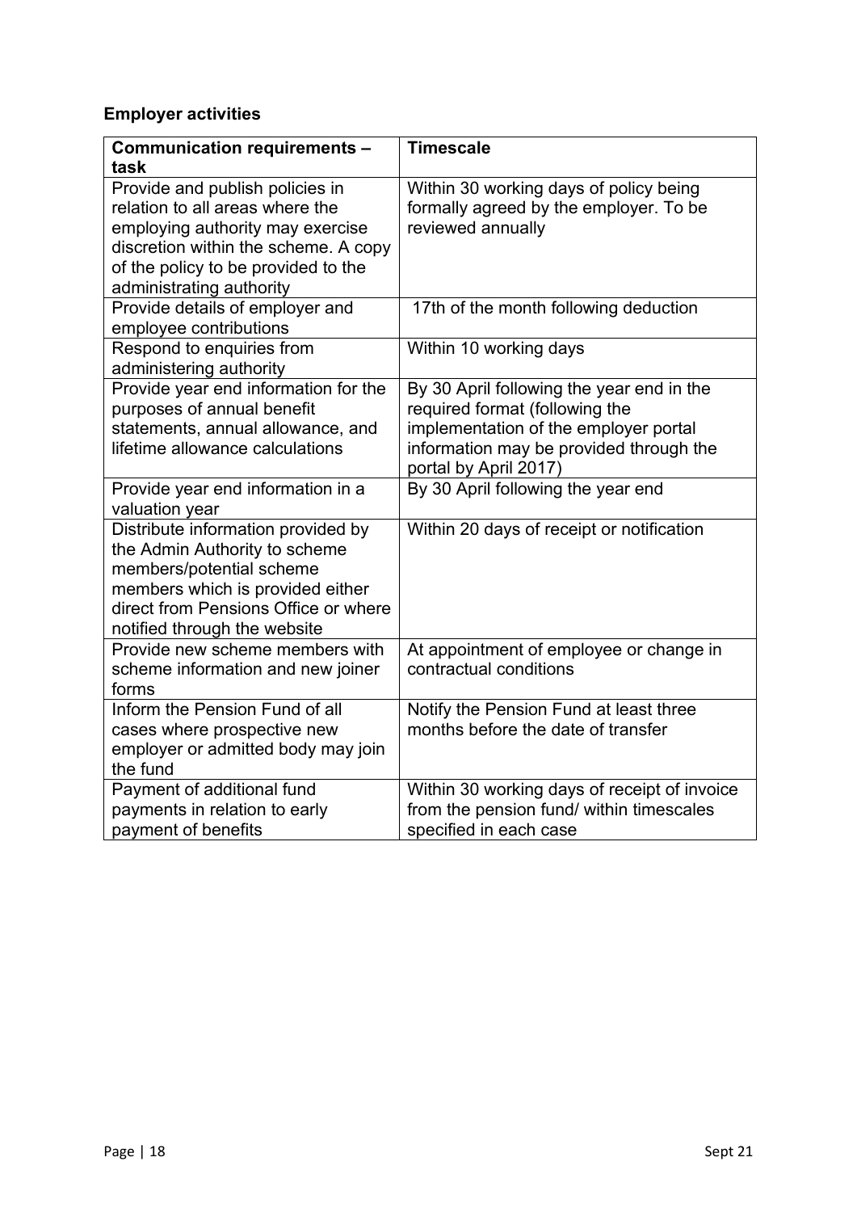**Employer activities**

| Communication requirements – task | Timescale |
| --- | --- |
| Provide and publish policies in relation to all areas where the employing authority may exercise discretion within the scheme. A copy of the policy to be provided to the administrating authority | Within 30 working days of policy being formally agreed by the employer. To be reviewed annually |
| Provide details of employer and employee contributions | 17th of the month following deduction |
| Respond to enquiries from administering authority | Within 10 working days |
| Provide year end information for the purposes of annual benefit statements, annual allowance, and lifetime allowance calculations | By 30 April following the year end in the required format (following the implementation of the employer portal information may be provided through the portal by April 2017) |
| Provide year end information in a valuation year | By 30 April following the year end |
| Distribute information provided by the Admin Authority to scheme members/potential scheme members which is provided either direct from Pensions Office or where notified through the website | Within 20 days of receipt or notification |
| Provide new scheme members with scheme information and new joiner forms | At appointment of employee or change in contractual conditions |
| Inform the Pension Fund of all cases where prospective new employer or admitted body may join the fund | Notify the Pension Fund at least three months before the date of transfer |
| Payment of additional fund payments in relation to early payment of benefits | Within 30 working days of receipt of invoice from the pension fund/ within timescales specified in each case |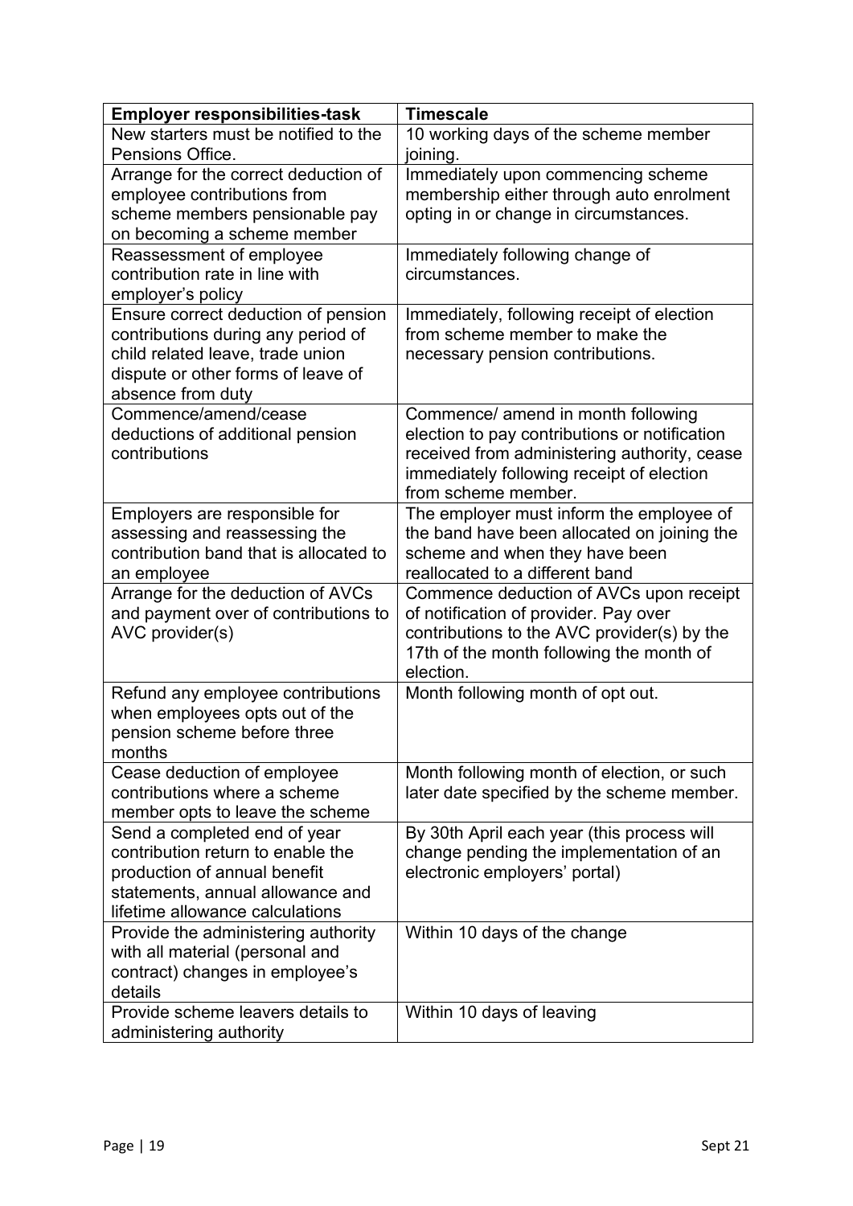| Employer responsibilities-task | Timescale |
|---|---|
| New starters must be notified to the Pensions Office. | 10 working days of the scheme member joining. |
| Arrange for the correct deduction of employee contributions from scheme members pensionable pay on becoming a scheme member | Immediately upon commencing scheme membership either through auto enrolment opting in or change in circumstances. |
| Reassessment of employee contribution rate in line with employer's policy | Immediately following change of circumstances. |
| Ensure correct deduction of pension contributions during any period of child related leave, trade union dispute or other forms of leave of absence from duty | Immediately, following receipt of election from scheme member to make the necessary pension contributions. |
| Commence/amend/cease deductions of additional pension contributions | Commence/ amend in month following election to pay contributions or notification received from administering authority, cease immediately following receipt of election from scheme member. |
| Employers are responsible for assessing and reassessing the contribution band that is allocated to an employee | The employer must inform the employee of the band have been allocated on joining the scheme and when they have been reallocated to a different band |
| Arrange for the deduction of AVCs and payment over of contributions to AVC provider(s) | Commence deduction of AVCs upon receipt of notification of provider. Pay over contributions to the AVC provider(s) by the 17th of the month following the month of election. |
| Refund any employee contributions when employees opts out of the pension scheme before three months | Month following month of opt out. |
| Cease deduction of employee contributions where a scheme member opts to leave the scheme | Month following month of election, or such later date specified by the scheme member. |
| Send a completed end of year contribution return to enable the production of annual benefit statements, annual allowance and lifetime allowance calculations | By 30th April each year (this process will change pending the implementation of an electronic employers' portal) |
| Provide the administering authority with all material (personal and contract) changes in employee's details | Within 10 days of the change |
| Provide scheme leavers details to administering authority | Within 10 days of leaving |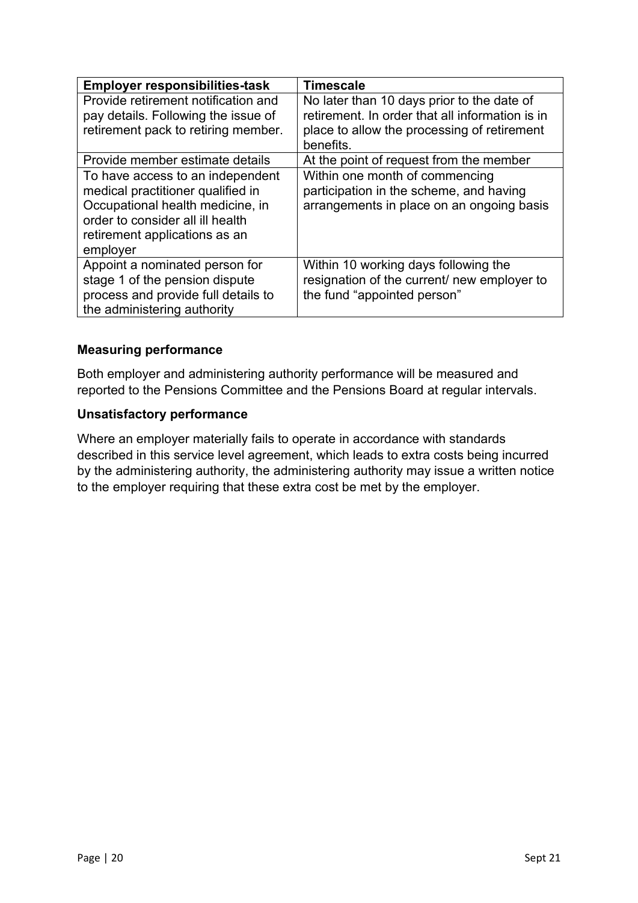| Employer responsibilities-task | Timescale |
| --- | --- |
| Provide retirement notification and pay details. Following the issue of retirement pack to retiring member. | No later than 10 days prior to the date of retirement. In order that all information is in place to allow the processing of retirement benefits. |
| Provide member estimate details | At the point of request from the member |
| To have access to an independent medical practitioner qualified in Occupational health medicine, in order to consider all ill health retirement applications as an employer | Within one month of commencing participation in the scheme, and having arrangements in place on an ongoing basis |
| Appoint a nominated person for stage 1 of the pension dispute process and provide full details to the administering authority | Within 10 working days following the resignation of the current/ new employer to the fund "appointed person" |

**Measuring performance**

Both employer and administering authority performance will be measured and reported to the Pensions Committee and the Pensions Board at regular intervals.

**Unsatisfactory performance**

Where an employer materially fails to operate in accordance with standards described in this service level agreement, which leads to extra costs being incurred by the administering authority, the administering authority may issue a written notice to the employer requiring that these extra cost be met by the employer.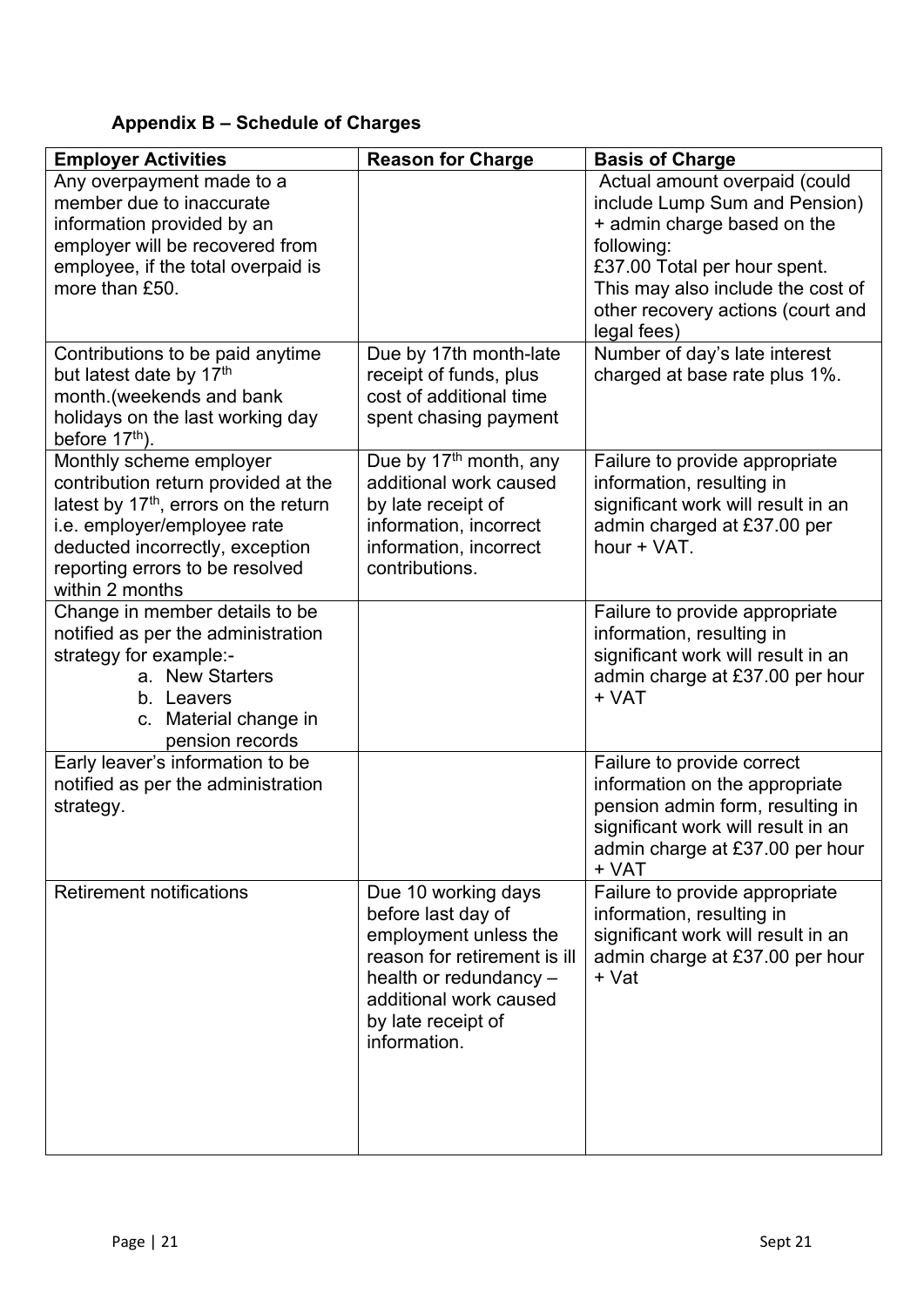## Appendix B – Schedule of Charges

| Employer Activities | Reason for Charge | Basis of Charge |
|---|---|---|
| Any overpayment made to a member due to inaccurate information provided by an employer will be recovered from employee, if the total overpaid is more than £50. | | Actual amount overpaid (could include Lump Sum and Pension) + admin charge based on the following: £37.00 Total per hour spent. This may also include the cost of other recovery actions (court and legal fees) |
| Contributions to be paid anytime but latest date by 17th month.(weekends and bank holidays on the last working day before 17th). | Due by 17th month-late receipt of funds, plus cost of additional time spent chasing payment | Number of day's late interest charged at base rate plus 1%. |
| Monthly scheme employer contribution return provided at the latest by 17th, errors on the return i.e. employer/employee rate deducted incorrectly, exception reporting errors to be resolved within 2 months | Due by 17th month, any additional work caused by late receipt of information, incorrect information, incorrect contributions. | Failure to provide appropriate information, resulting in significant work will result in an admin charged at £37.00 per hour + VAT. |
| Change in member details to be notified as per the administration strategy for example:-<br>a. New Starters<br>b. Leavers<br>c. Material change in pension records | | Failure to provide appropriate information, resulting in significant work will result in an admin charge at £37.00 per hour + VAT |
| Early leaver's information to be notified as per the administration strategy. | | Failure to provide correct information on the appropriate pension admin form, resulting in significant work will result in an admin charge at £37.00 per hour + VAT |
| Retirement notifications | Due 10 working days before last day of employment unless the reason for retirement is ill health or redundancy – additional work caused by late receipt of information. | Failure to provide appropriate information, resulting in significant work will result in an admin charge at £37.00 per hour + Vat |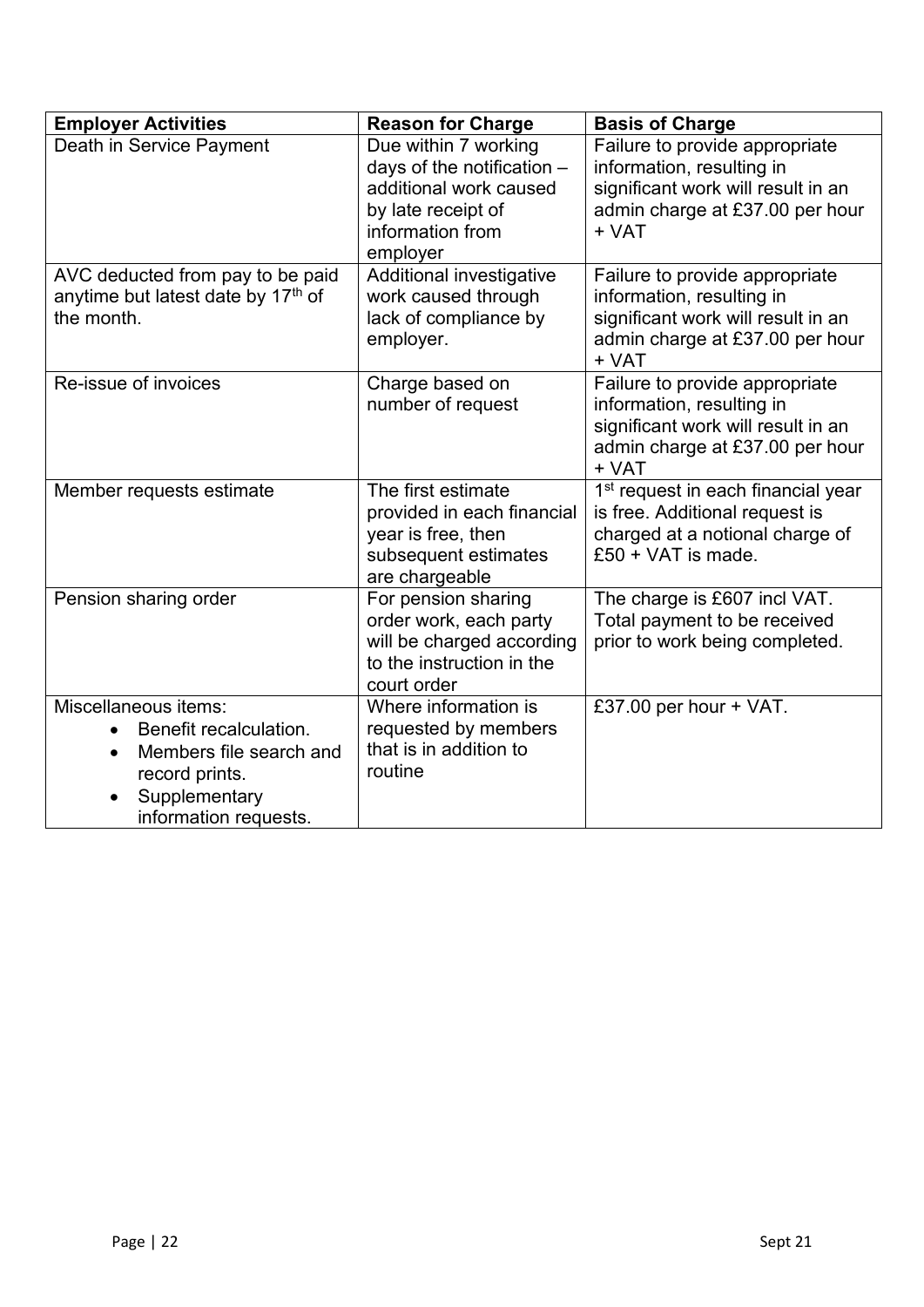| Employer Activities | Reason for Charge | Basis of Charge |
| --- | --- | --- |
| Death in Service Payment | Due within 7 working days of the notification – additional work caused by late receipt of information from employer | Failure to provide appropriate information, resulting in significant work will result in an admin charge at £37.00 per hour + VAT |
| AVC deducted from pay to be paid anytime but latest date by 17th of the month. | Additional investigative work caused through lack of compliance by employer. | Failure to provide appropriate information, resulting in significant work will result in an admin charge at £37.00 per hour + VAT |
| Re-issue of invoices | Charge based on number of request | Failure to provide appropriate information, resulting in significant work will result in an admin charge at £37.00 per hour + VAT |
| Member requests estimate | The first estimate provided in each financial year is free, then subsequent estimates are chargeable | 1st request in each financial year is free. Additional request is charged at a notional charge of £50 + VAT is made. |
| Pension sharing order | For pension sharing order work, each party will be charged according to the instruction in the court order | The charge is £607 incl VAT. Total payment to be received prior to work being completed. |
| Miscellaneous items:<br>• Benefit recalculation.<br>• Members file search and record prints.<br>• Supplementary information requests. | Where information is requested by members that is in addition to routine | £37.00 per hour + VAT. |